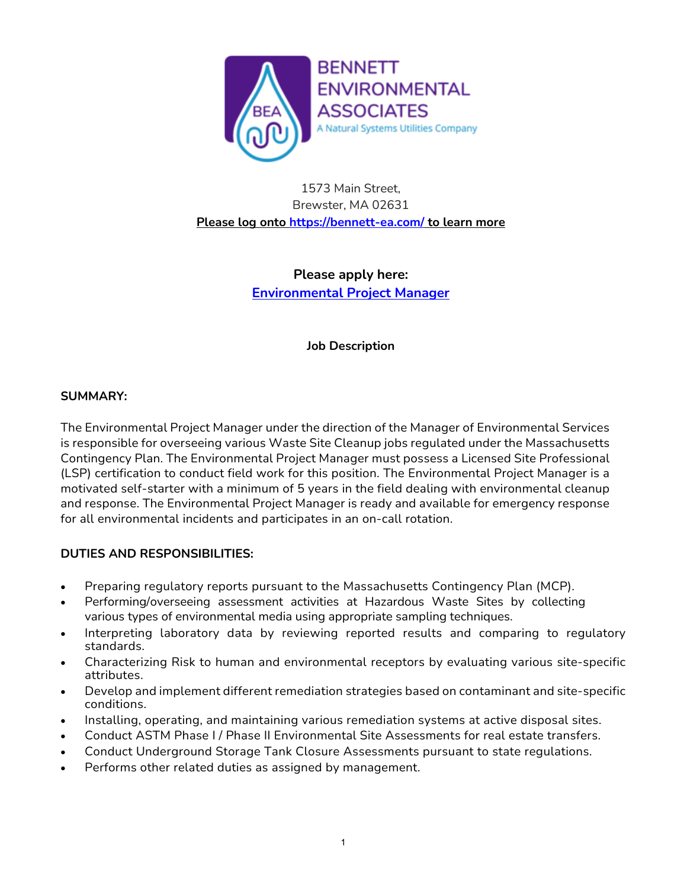BENNETT ENVIRONMENTAL ASSOCIATES

A Natural Systems Utilities Company

1573 Main Street,
Brewster, MA 02631

**Please log onto https://bennett-ea.com/ to learn more**

**Please apply here:**
**Environmental Project Manager**

**Job Description**

**SUMMARY:**

The Environmental Project Manager under the direction of the Manager of Environmental Services is responsible for overseeing various Waste Site Cleanup jobs regulated under the Massachusetts Contingency Plan. The Environmental Project Manager must possess a Licensed Site Professional (LSP) certification to conduct field work for this position. The Environmental Project Manager is a motivated self-starter with a minimum of 5 years in the field dealing with environmental cleanup and response. The Environmental Project Manager is ready and available for emergency response for all environmental incidents and participates in an on-call rotation.

**DUTIES AND RESPONSIBILITIES:**

- Preparing regulatory reports pursuant to the Massachusetts Contingency Plan (MCP).
- Performing/overseeing assessment activities at Hazardous Waste Sites by collecting various types of environmental media using appropriate sampling techniques.
- Interpreting laboratory data by reviewing reported results and comparing to regulatory standards.
- Characterizing Risk to human and environmental receptors by evaluating various site-specific attributes.
- Develop and implement different remediation strategies based on contaminant and site-specific conditions.
- Installing, operating, and maintaining various remediation systems at active disposal sites.
- Conduct ASTM Phase I / Phase II Environmental Site Assessments for real estate transfers.
- Conduct Underground Storage Tank Closure Assessments pursuant to state regulations.
- Performs other related duties as assigned by management.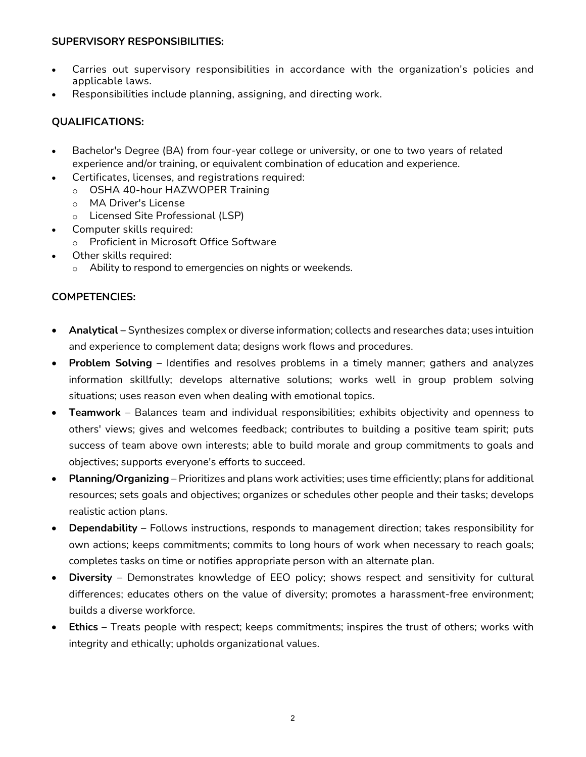**SUPERVISORY RESPONSIBILITIES:**

- Carries out supervisory responsibilities in accordance with the organization's policies and applicable laws.
- Responsibilities include planning, assigning, and directing work.

**QUALIFICATIONS:**

- Bachelor's Degree (BA) from four-year college or university, or one to two years of related experience and/or training, or equivalent combination of education and experience.
- Certificates, licenses, and registrations required:
  - OSHA 40-hour HAZWOPER Training
  - MA Driver's License
  - Licensed Site Professional (LSP)
- Computer skills required:
  - Proficient in Microsoft Office Software
- Other skills required:
  - Ability to respond to emergencies on nights or weekends.

**COMPETENCIES:**

- **Analytical –** Synthesizes complex or diverse information; collects and researches data; uses intuition and experience to complement data; designs work flows and procedures.
- **Problem Solving** – Identifies and resolves problems in a timely manner; gathers and analyzes information skillfully; develops alternative solutions; works well in group problem solving situations; uses reason even when dealing with emotional topics.
- **Teamwork** – Balances team and individual responsibilities; exhibits objectivity and openness to others' views; gives and welcomes feedback; contributes to building a positive team spirit; puts success of team above own interests; able to build morale and group commitments to goals and objectives; supports everyone's efforts to succeed.
- **Planning/Organizing** – Prioritizes and plans work activities; uses time efficiently; plans for additional resources; sets goals and objectives; organizes or schedules other people and their tasks; develops realistic action plans.
- **Dependability** – Follows instructions, responds to management direction; takes responsibility for own actions; keeps commitments; commits to long hours of work when necessary to reach goals; completes tasks on time or notifies appropriate person with an alternate plan.
- **Diversity** – Demonstrates knowledge of EEO policy; shows respect and sensitivity for cultural differences; educates others on the value of diversity; promotes a harassment-free environment; builds a diverse workforce.
- **Ethics** – Treats people with respect; keeps commitments; inspires the trust of others; works with integrity and ethically; upholds organizational values.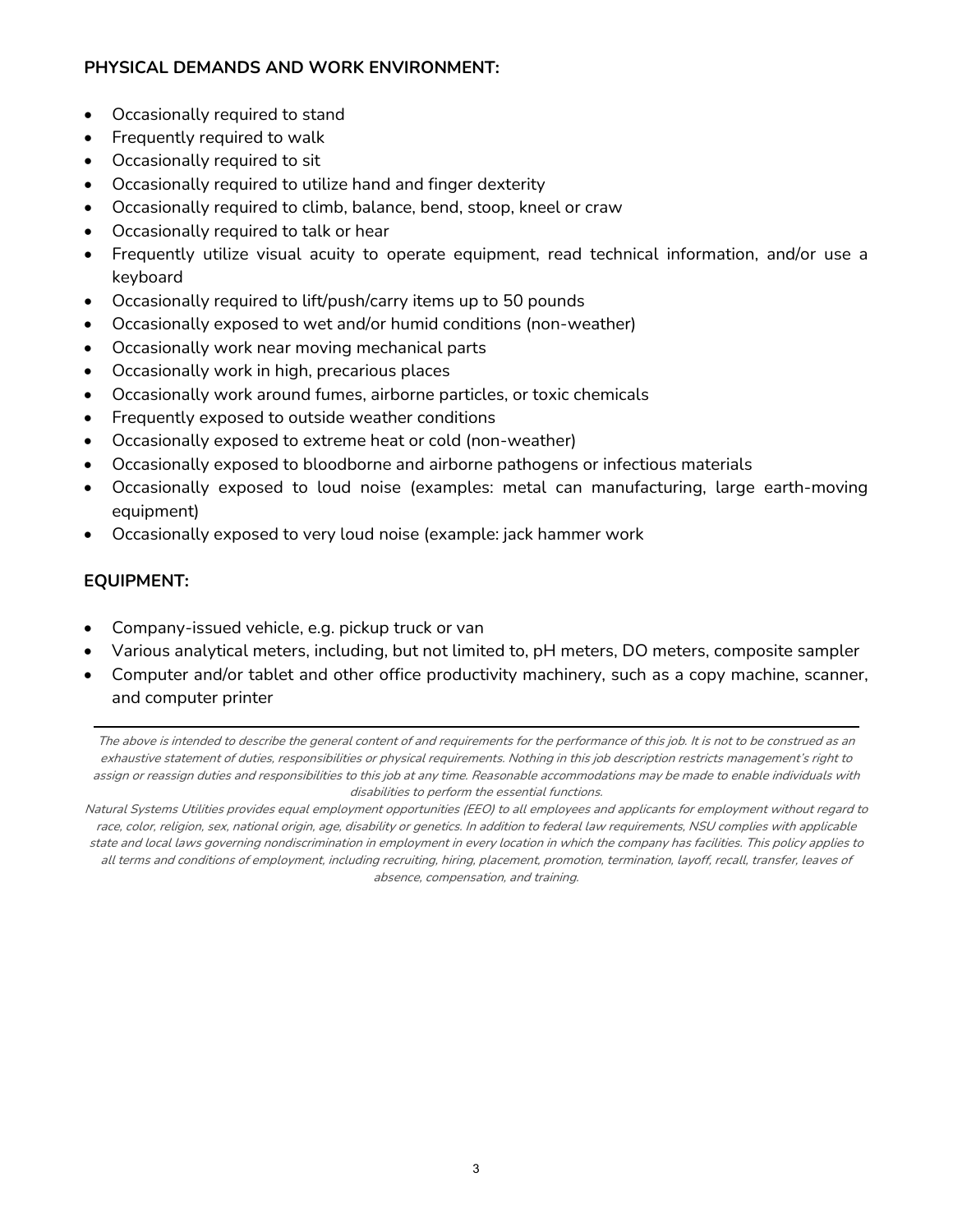**PHYSICAL DEMANDS AND WORK ENVIRONMENT:**

- Occasionally required to stand
- Frequently required to walk
- Occasionally required to sit
- Occasionally required to utilize hand and finger dexterity
- Occasionally required to climb, balance, bend, stoop, kneel or craw
- Occasionally required to talk or hear
- Frequently utilize visual acuity to operate equipment, read technical information, and/or use a keyboard
- Occasionally required to lift/push/carry items up to 50 pounds
- Occasionally exposed to wet and/or humid conditions (non-weather)
- Occasionally work near moving mechanical parts
- Occasionally work in high, precarious places
- Occasionally work around fumes, airborne particles, or toxic chemicals
- Frequently exposed to outside weather conditions
- Occasionally exposed to extreme heat or cold (non-weather)
- Occasionally exposed to bloodborne and airborne pathogens or infectious materials
- Occasionally exposed to loud noise (examples: metal can manufacturing, large earth-moving equipment)
- Occasionally exposed to very loud noise (example: jack hammer work

**EQUIPMENT:**

- Company-issued vehicle, e.g. pickup truck or van
- Various analytical meters, including, but not limited to, pH meters, DO meters, composite sampler
- Computer and/or tablet and other office productivity machinery, such as a copy machine, scanner, and computer printer

---

*The above is intended to describe the general content of and requirements for the performance of this job. It is not to be construed as an exhaustive statement of duties, responsibilities or physical requirements. Nothing in this job description restricts management's right to assign or reassign duties and responsibilities to this job at any time. Reasonable accommodations may be made to enable individuals with disabilities to perform the essential functions.*

*Natural Systems Utilities provides equal employment opportunities (EEO) to all employees and applicants for employment without regard to race, color, religion, sex, national origin, age, disability or genetics. In addition to federal law requirements, NSU complies with applicable state and local laws governing nondiscrimination in employment in every location in which the company has facilities. This policy applies to all terms and conditions of employment, including recruiting, hiring, placement, promotion, termination, layoff, recall, transfer, leaves of absence, compensation, and training.*